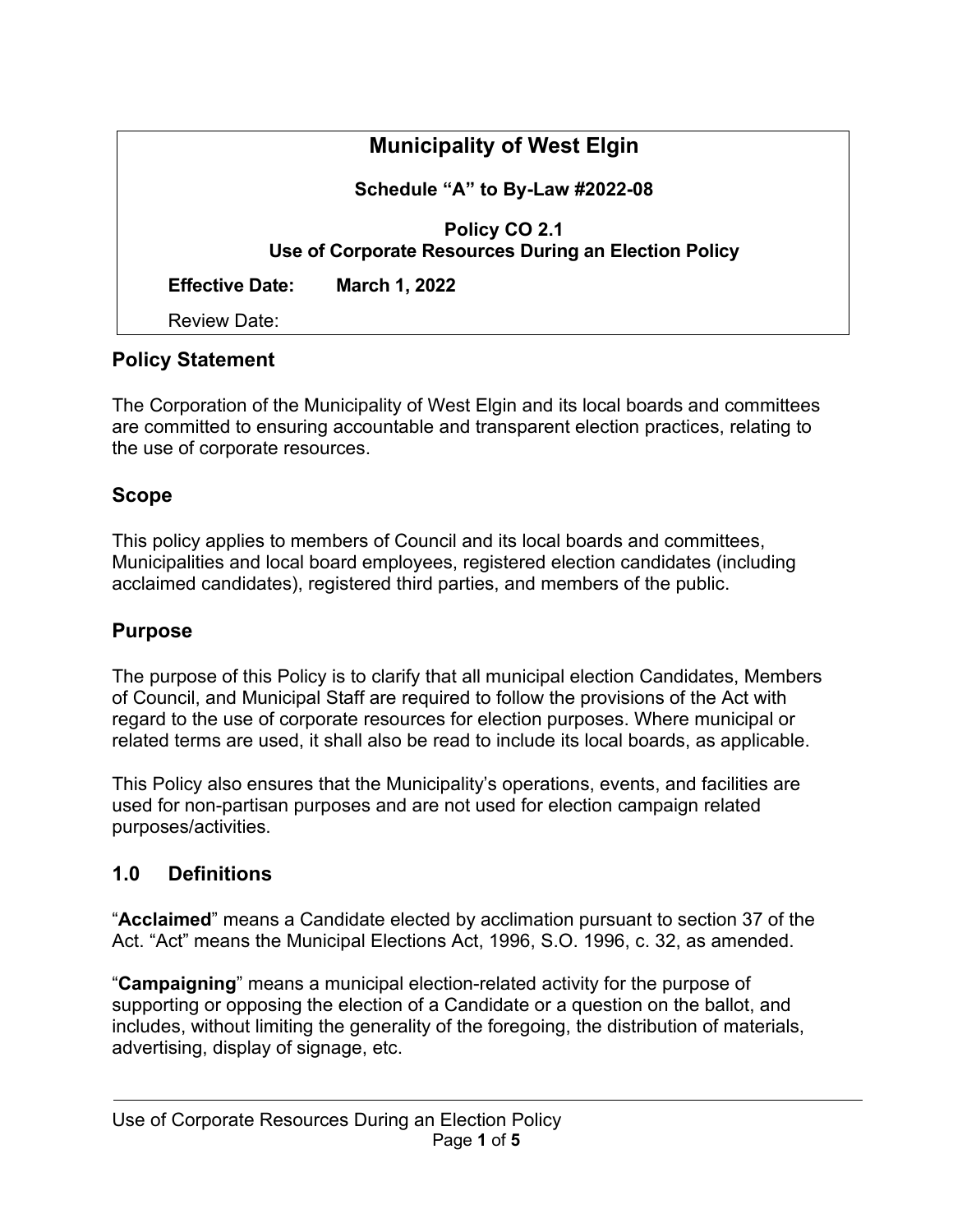# Municipality of West Elgin

**Schedule "A" to By-Law #2022-08**

**Policy CO 2.1**
**Use of Corporate Resources During an Election Policy**

**Effective Date: March 1, 2022**

Review Date:

## Policy Statement

The Corporation of the Municipality of West Elgin and its local boards and committees are committed to ensuring accountable and transparent election practices, relating to the use of corporate resources.

## Scope

This policy applies to members of Council and its local boards and committees, Municipalities and local board employees, registered election candidates (including acclaimed candidates), registered third parties, and members of the public.

## Purpose

The purpose of this Policy is to clarify that all municipal election Candidates, Members of Council, and Municipal Staff are required to follow the provisions of the Act with regard to the use of corporate resources for election purposes. Where municipal or related terms are used, it shall also be read to include its local boards, as applicable.

This Policy also ensures that the Municipality's operations, events, and facilities are used for non-partisan purposes and are not used for election campaign related purposes/activities.

## 1.0 Definitions

"**Acclaimed**" means a Candidate elected by acclimation pursuant to section 37 of the Act. "Act" means the Municipal Elections Act, 1996, S.O. 1996, c. 32, as amended.

"**Campaigning**" means a municipal election-related activity for the purpose of supporting or opposing the election of a Candidate or a question on the ballot, and includes, without limiting the generality of the foregoing, the distribution of materials, advertising, display of signage, etc.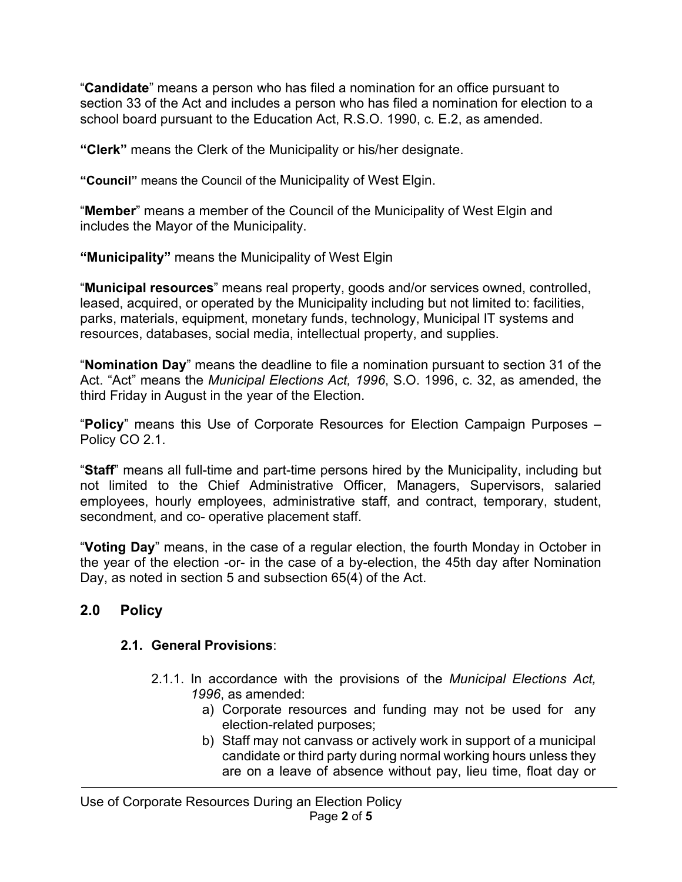"**Candidate**" means a person who has filed a nomination for an office pursuant to section 33 of the Act and includes a person who has filed a nomination for election to a school board pursuant to the Education Act, R.S.O. 1990, c. E.2, as amended.

**"Clerk"** means the Clerk of the Municipality or his/her designate.

**"Council"** means the Council of the Municipality of West Elgin.

"**Member**" means a member of the Council of the Municipality of West Elgin and includes the Mayor of the Municipality.

**"Municipality"** means the Municipality of West Elgin

"**Municipal resources**" means real property, goods and/or services owned, controlled, leased, acquired, or operated by the Municipality including but not limited to: facilities, parks, materials, equipment, monetary funds, technology, Municipal IT systems and resources, databases, social media, intellectual property, and supplies.

"**Nomination Day**" means the deadline to file a nomination pursuant to section 31 of the Act. "Act" means the *Municipal Elections Act, 1996*, S.O. 1996, c. 32, as amended, the third Friday in August in the year of the Election.

"**Policy**" means this Use of Corporate Resources for Election Campaign Purposes – Policy CO 2.1.

"**Staff**" means all full-time and part-time persons hired by the Municipality, including but not limited to the Chief Administrative Officer, Managers, Supervisors, salaried employees, hourly employees, administrative staff, and contract, temporary, student, secondment, and co- operative placement staff.

"**Voting Day**" means, in the case of a regular election, the fourth Monday in October in the year of the election -or- in the case of a by-election, the 45th day after Nomination Day, as noted in section 5 and subsection 65(4) of the Act.

## 2.0 Policy

### 2.1. General Provisions:

2.1.1. In accordance with the provisions of the *Municipal Elections Act, 1996*, as amended:

a) Corporate resources and funding may not be used for any election-related purposes;

b) Staff may not canvass or actively work in support of a municipal candidate or third party during normal working hours unless they are on a leave of absence without pay, lieu time, float day or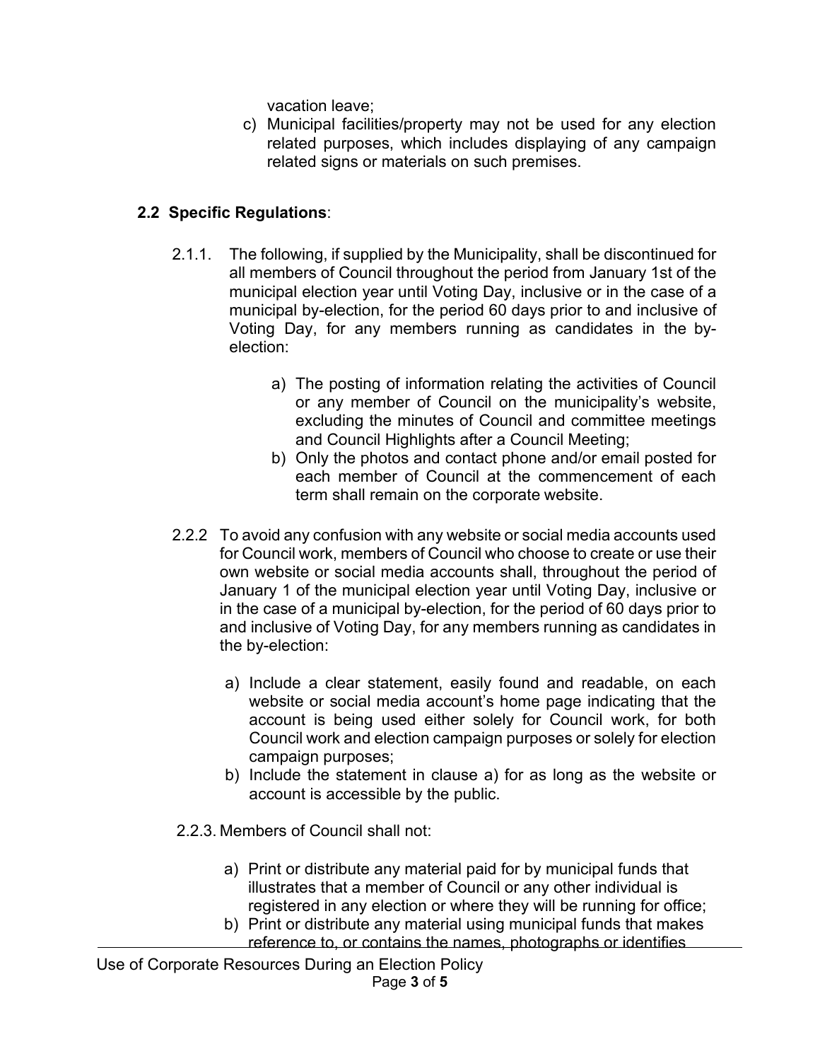vacation leave;

c) Municipal facilities/property may not be used for any election related purposes, which includes displaying of any campaign related signs or materials on such premises.

### 2.2 Specific Regulations:

2.1.1. The following, if supplied by the Municipality, shall be discontinued for all members of Council throughout the period from January 1st of the municipal election year until Voting Day, inclusive or in the case of a municipal by-election, for the period 60 days prior to and inclusive of Voting Day, for any members running as candidates in the by-election:

a) The posting of information relating the activities of Council or any member of Council on the municipality's website, excluding the minutes of Council and committee meetings and Council Highlights after a Council Meeting;

b) Only the photos and contact phone and/or email posted for each member of Council at the commencement of each term shall remain on the corporate website.

2.2.2 To avoid any confusion with any website or social media accounts used for Council work, members of Council who choose to create or use their own website or social media accounts shall, throughout the period of January 1 of the municipal election year until Voting Day, inclusive or in the case of a municipal by-election, for the period of 60 days prior to and inclusive of Voting Day, for any members running as candidates in the by-election:

a) Include a clear statement, easily found and readable, on each website or social media account's home page indicating that the account is being used either solely for Council work, for both Council work and election campaign purposes or solely for election campaign purposes;

b) Include the statement in clause a) for as long as the website or account is accessible by the public.

2.2.3. Members of Council shall not:

a) Print or distribute any material paid for by municipal funds that illustrates that a member of Council or any other individual is registered in any election or where they will be running for office;

b) Print or distribute any material using municipal funds that makes reference to, or contains the names, photographs or identifies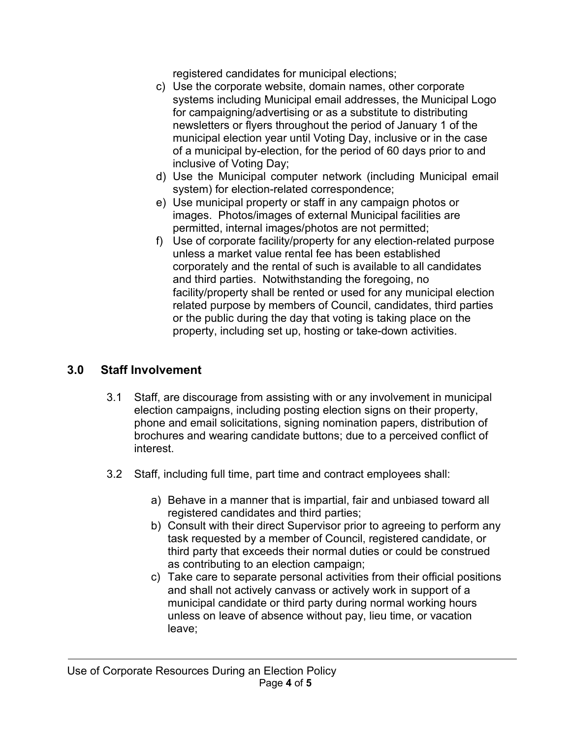registered candidates for municipal elections;

c) Use the corporate website, domain names, other corporate systems including Municipal email addresses, the Municipal Logo for campaigning/advertising or as a substitute to distributing newsletters or flyers throughout the period of January 1 of the municipal election year until Voting Day, inclusive or in the case of a municipal by-election, for the period of 60 days prior to and inclusive of Voting Day;
d) Use the Municipal computer network (including Municipal email system) for election-related correspondence;
e) Use municipal property or staff in any campaign photos or images. Photos/images of external Municipal facilities are permitted, internal images/photos are not permitted;
f) Use of corporate facility/property for any election-related purpose unless a market value rental fee has been established corporately and the rental of such is available to all candidates and third parties. Notwithstanding the foregoing, no facility/property shall be rented or used for any municipal election related purpose by members of Council, candidates, third parties or the public during the day that voting is taking place on the property, including set up, hosting or take-down activities.

## 3.0 Staff Involvement

3.1 Staff, are discourage from assisting with or any involvement in municipal election campaigns, including posting election signs on their property, phone and email solicitations, signing nomination papers, distribution of brochures and wearing candidate buttons; due to a perceived conflict of interest.

3.2 Staff, including full time, part time and contract employees shall:

a) Behave in a manner that is impartial, fair and unbiased toward all registered candidates and third parties;
b) Consult with their direct Supervisor prior to agreeing to perform any task requested by a member of Council, registered candidate, or third party that exceeds their normal duties or could be construed as contributing to an election campaign;
c) Take care to separate personal activities from their official positions and shall not actively canvass or actively work in support of a municipal candidate or third party during normal working hours unless on leave of absence without pay, lieu time, or vacation leave;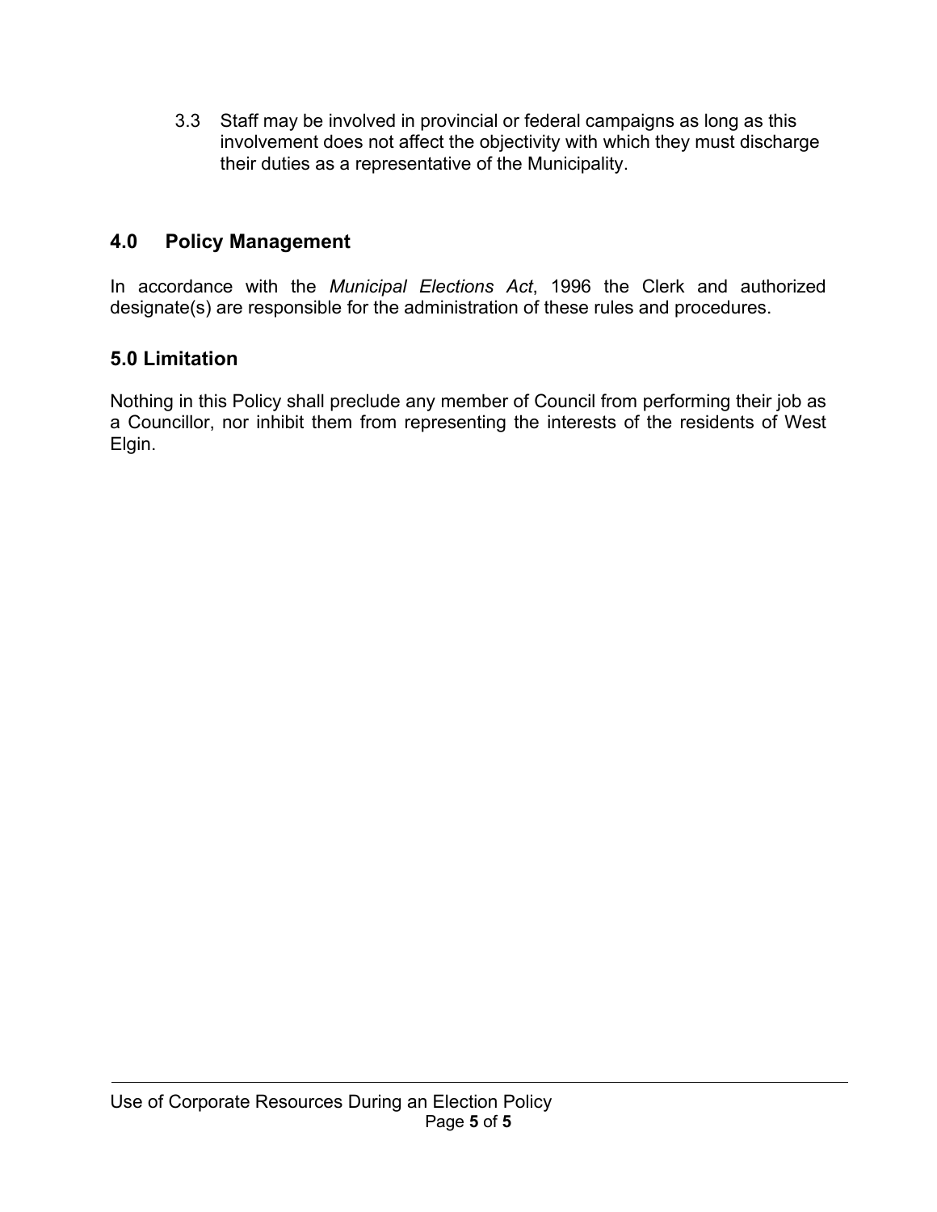3.3 Staff may be involved in provincial or federal campaigns as long as this involvement does not affect the objectivity with which they must discharge their duties as a representative of the Municipality.

## 4.0 Policy Management

In accordance with the *Municipal Elections Act*, 1996 the Clerk and authorized designate(s) are responsible for the administration of these rules and procedures.

## 5.0 Limitation

Nothing in this Policy shall preclude any member of Council from performing their job as a Councillor, nor inhibit them from representing the interests of the residents of West Elgin.